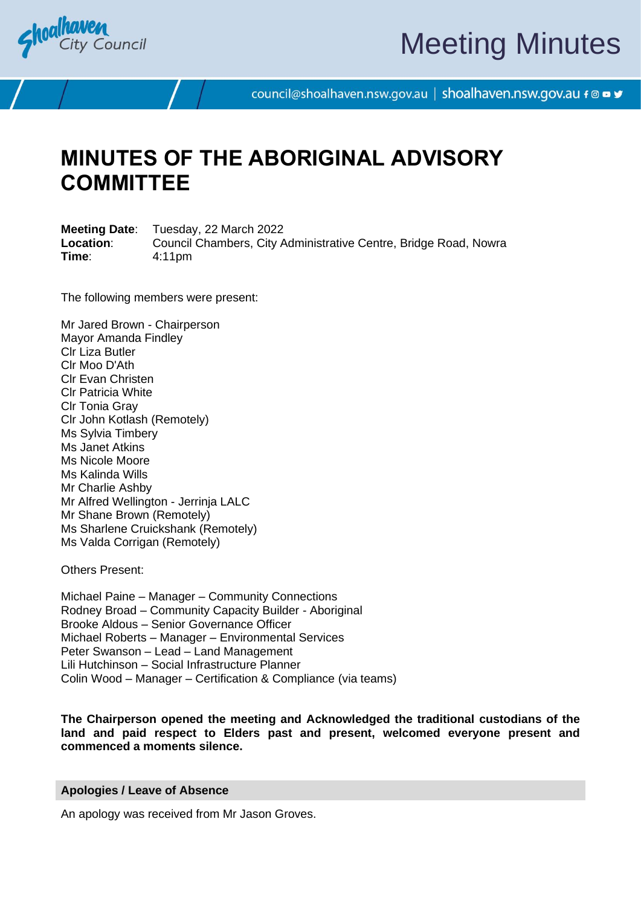# MINUTES OF THE ABORIGINAL ADVISORY COMMITTEE

**Meeting Date**: Tuesday, 22 March 2022
**Location**: Council Chambers, City Administrative Centre, Bridge Road, Nowra
**Time**: 4:11pm

The following members were present:

Mr Jared Brown - Chairperson
Mayor Amanda Findley
Clr Liza Butler
Clr Moo D'Ath
Clr Evan Christen
Clr Patricia White
Clr Tonia Gray
Clr John Kotlash (Remotely)
Ms Sylvia Timbery
Ms Janet Atkins
Ms Nicole Moore
Ms Kalinda Wills
Mr Charlie Ashby
Mr Alfred Wellington - Jerrinja LALC
Mr Shane Brown (Remotely)
Ms Sharlene Cruickshank (Remotely)
Ms Valda Corrigan (Remotely)

Others Present:

Michael Paine – Manager – Community Connections
Rodney Broad – Community Capacity Builder - Aboriginal
Brooke Aldous – Senior Governance Officer
Michael Roberts – Manager – Environmental Services
Peter Swanson – Lead – Land Management
Lili Hutchinson – Social Infrastructure Planner
Colin Wood – Manager – Certification & Compliance (via teams)

**The Chairperson opened the meeting and Acknowledged the traditional custodians of the land and paid respect to Elders past and present, welcomed everyone present and commenced a moments silence.**

## Apologies / Leave of Absence

An apology was received from Mr Jason Groves.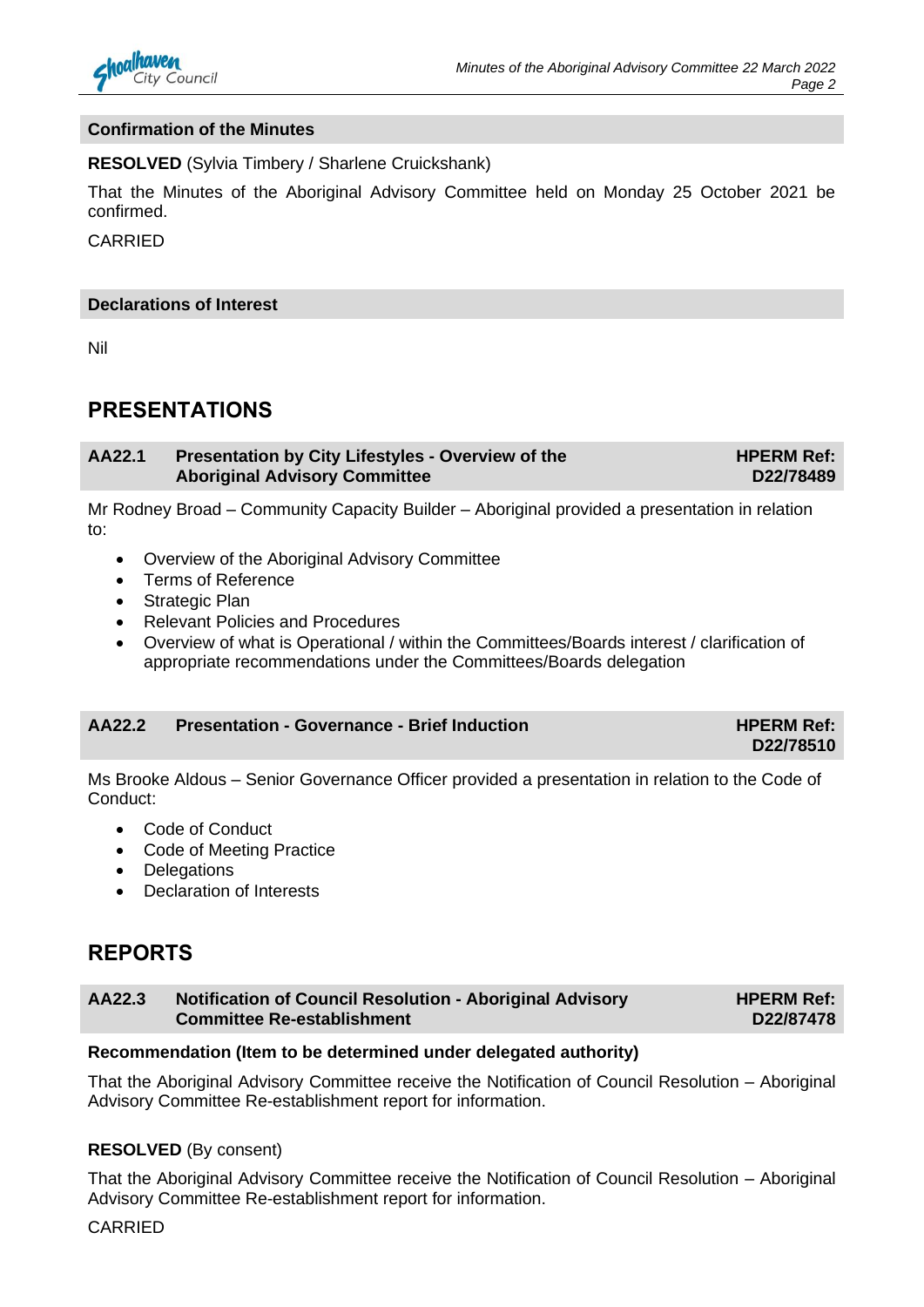### Confirmation of the Minutes

**RESOLVED** (Sylvia Timbery / Sharlene Cruickshank)

That the Minutes of the Aboriginal Advisory Committee held on Monday 25 October 2021 be confirmed.

CARRIED

### Declarations of Interest

Nil

## PRESENTATIONS

### AA22.1 Presentation by City Lifestyles - Overview of the Aboriginal Advisory Committee — HPERM Ref: D22/78489

Mr Rodney Broad – Community Capacity Builder – Aboriginal provided a presentation in relation to:

- Overview of the Aboriginal Advisory Committee
- Terms of Reference
- Strategic Plan
- Relevant Policies and Procedures
- Overview of what is Operational / within the Committees/Boards interest / clarification of appropriate recommendations under the Committees/Boards delegation

### AA22.2 Presentation - Governance - Brief Induction — HPERM Ref: D22/78510

Ms Brooke Aldous – Senior Governance Officer provided a presentation in relation to the Code of Conduct:

- Code of Conduct
- Code of Meeting Practice
- Delegations
- Declaration of Interests

## REPORTS

### AA22.3 Notification of Council Resolution - Aboriginal Advisory Committee Re-establishment — HPERM Ref: D22/87478

**Recommendation (Item to be determined under delegated authority)**

That the Aboriginal Advisory Committee receive the Notification of Council Resolution – Aboriginal Advisory Committee Re-establishment report for information.

**RESOLVED** (By consent)

That the Aboriginal Advisory Committee receive the Notification of Council Resolution – Aboriginal Advisory Committee Re-establishment report for information.

CARRIED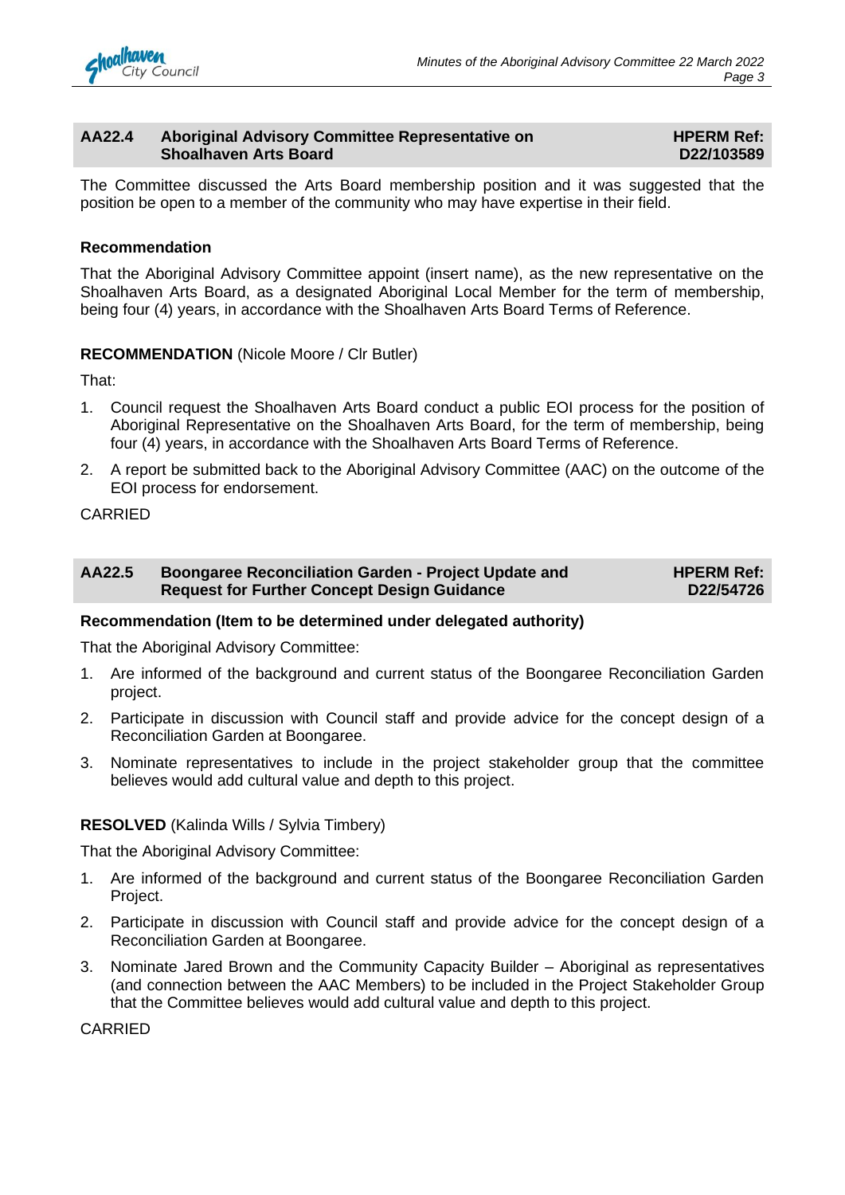## AA22.4 Aboriginal Advisory Committee Representative on Shoalhaven Arts Board

**HPERM Ref: D22/103589**

The Committee discussed the Arts Board membership position and it was suggested that the position be open to a member of the community who may have expertise in their field.

**Recommendation**

That the Aboriginal Advisory Committee appoint (insert name), as the new representative on the Shoalhaven Arts Board, as a designated Aboriginal Local Member for the term of membership, being four (4) years, in accordance with the Shoalhaven Arts Board Terms of Reference.

**RECOMMENDATION** (Nicole Moore / Clr Butler)

That:

1. Council request the Shoalhaven Arts Board conduct a public EOI process for the position of Aboriginal Representative on the Shoalhaven Arts Board, for the term of membership, being four (4) years, in accordance with the Shoalhaven Arts Board Terms of Reference.
2. A report be submitted back to the Aboriginal Advisory Committee (AAC) on the outcome of the EOI process for endorsement.

CARRIED

## AA22.5 Boongaree Reconciliation Garden - Project Update and Request for Further Concept Design Guidance

**HPERM Ref: D22/54726**

**Recommendation (Item to be determined under delegated authority)**

That the Aboriginal Advisory Committee:

1. Are informed of the background and current status of the Boongaree Reconciliation Garden project.
2. Participate in discussion with Council staff and provide advice for the concept design of a Reconciliation Garden at Boongaree.
3. Nominate representatives to include in the project stakeholder group that the committee believes would add cultural value and depth to this project.

**RESOLVED** (Kalinda Wills / Sylvia Timbery)

That the Aboriginal Advisory Committee:

1. Are informed of the background and current status of the Boongaree Reconciliation Garden Project.
2. Participate in discussion with Council staff and provide advice for the concept design of a Reconciliation Garden at Boongaree.
3. Nominate Jared Brown and the Community Capacity Builder – Aboriginal as representatives (and connection between the AAC Members) to be included in the Project Stakeholder Group that the Committee believes would add cultural value and depth to this project.

CARRIED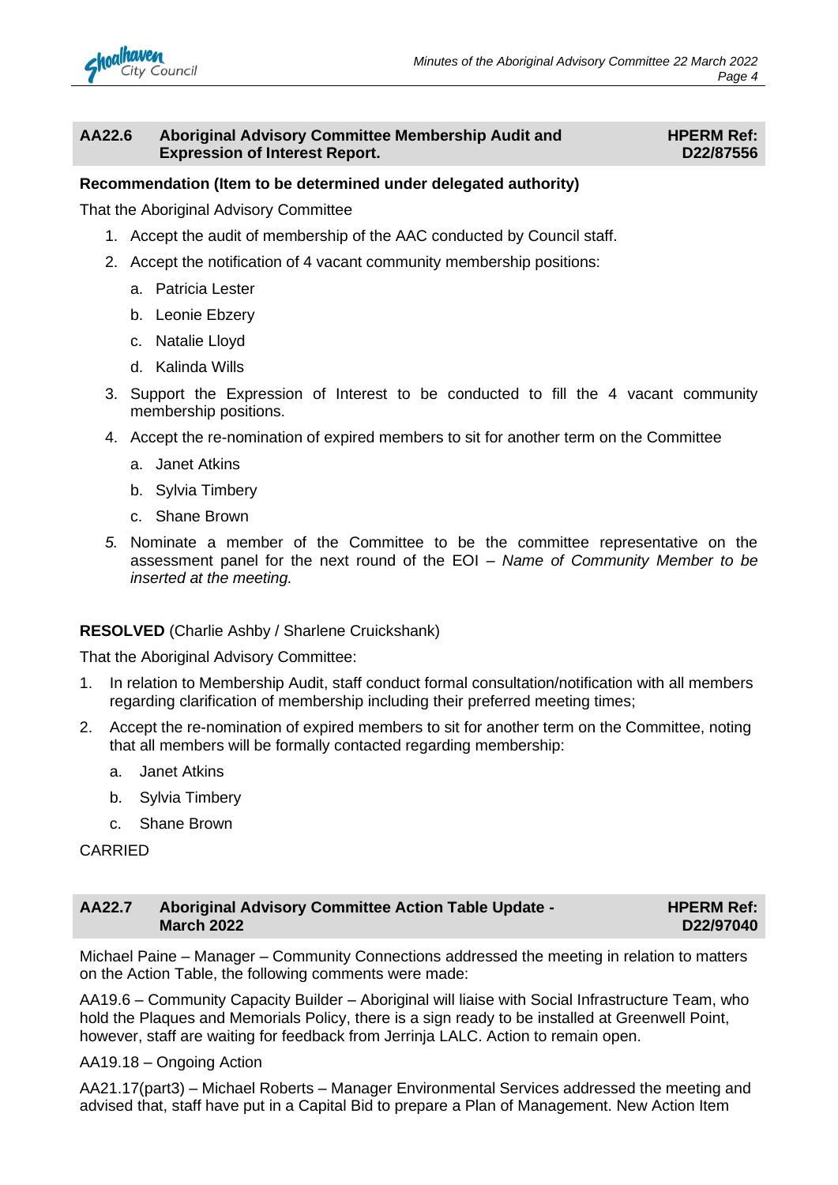## AA22.6 Aboriginal Advisory Committee Membership Audit and Expression of Interest Report. HPERM Ref: D22/87556

**Recommendation (Item to be determined under delegated authority)**

That the Aboriginal Advisory Committee

1. Accept the audit of membership of the AAC conducted by Council staff.
2. Accept the notification of 4 vacant community membership positions:
   a. Patricia Lester
   b. Leonie Ebzery
   c. Natalie Lloyd
   d. Kalinda Wills
3. Support the Expression of Interest to be conducted to fill the 4 vacant community membership positions.
4. Accept the re-nomination of expired members to sit for another term on the Committee
   a. Janet Atkins
   b. Sylvia Timbery
   c. Shane Brown
5. Nominate a member of the Committee to be the committee representative on the assessment panel for the next round of the EOI – *Name of Community Member to be inserted at the meeting.*

**RESOLVED** (Charlie Ashby / Sharlene Cruickshank)

That the Aboriginal Advisory Committee:

1. In relation to Membership Audit, staff conduct formal consultation/notification with all members regarding clarification of membership including their preferred meeting times;
2. Accept the re-nomination of expired members to sit for another term on the Committee, noting that all members will be formally contacted regarding membership:
   a. Janet Atkins
   b. Sylvia Timbery
   c. Shane Brown

CARRIED

## AA22.7 Aboriginal Advisory Committee Action Table Update - March 2022 HPERM Ref: D22/97040

Michael Paine – Manager – Community Connections addressed the meeting in relation to matters on the Action Table, the following comments were made:

AA19.6 – Community Capacity Builder – Aboriginal will liaise with Social Infrastructure Team, who hold the Plaques and Memorials Policy, there is a sign ready to be installed at Greenwell Point, however, staff are waiting for feedback from Jerrinja LALC. Action to remain open.

AA19.18 – Ongoing Action

AA21.17(part3) – Michael Roberts – Manager Environmental Services addressed the meeting and advised that, staff have put in a Capital Bid to prepare a Plan of Management. New Action Item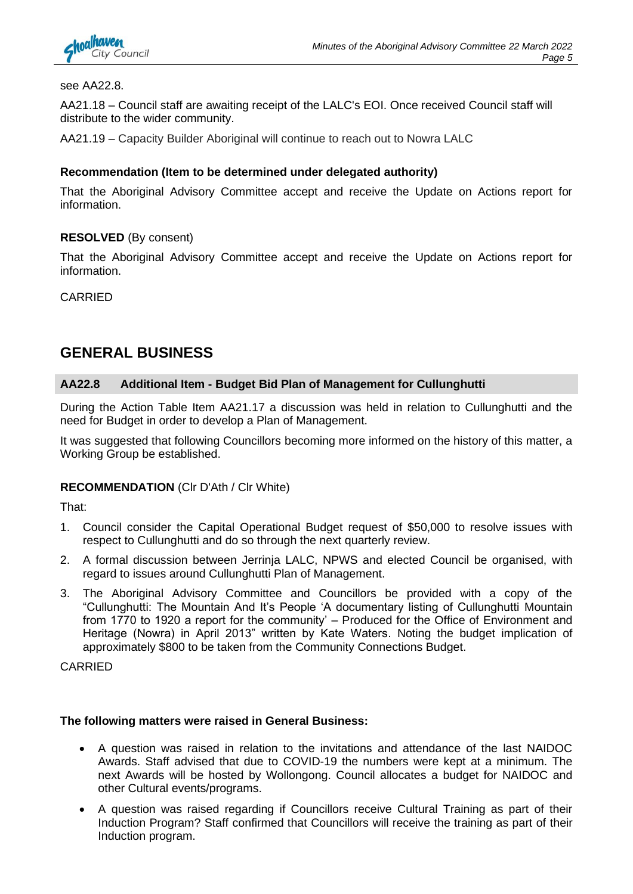see AA22.8.

AA21.18 – Council staff are awaiting receipt of the LALC's EOI. Once received Council staff will distribute to the wider community.

AA21.19 – Capacity Builder Aboriginal will continue to reach out to Nowra LALC

**Recommendation (Item to be determined under delegated authority)**

That the Aboriginal Advisory Committee accept and receive the Update on Actions report for information.

**RESOLVED** (By consent)

That the Aboriginal Advisory Committee accept and receive the Update on Actions report for information.

CARRIED

## GENERAL BUSINESS

### AA22.8 Additional Item - Budget Bid Plan of Management for Cullunghutti

During the Action Table Item AA21.17 a discussion was held in relation to Cullunghutti and the need for Budget in order to develop a Plan of Management.

It was suggested that following Councillors becoming more informed on the history of this matter, a Working Group be established.

**RECOMMENDATION** (Clr D'Ath / Clr White)

That:

1. Council consider the Capital Operational Budget request of $50,000 to resolve issues with respect to Cullunghutti and do so through the next quarterly review.
2. A formal discussion between Jerrinja LALC, NPWS and elected Council be organised, with regard to issues around Cullunghutti Plan of Management.
3. The Aboriginal Advisory Committee and Councillors be provided with a copy of the "Cullunghutti: The Mountain And It's People 'A documentary listing of Cullunghutti Mountain from 1770 to 1920 a report for the community' – Produced for the Office of Environment and Heritage (Nowra) in April 2013" written by Kate Waters. Noting the budget implication of approximately $800 to be taken from the Community Connections Budget.

CARRIED

**The following matters were raised in General Business:**

- A question was raised in relation to the invitations and attendance of the last NAIDOC Awards. Staff advised that due to COVID-19 the numbers were kept at a minimum. The next Awards will be hosted by Wollongong. Council allocates a budget for NAIDOC and other Cultural events/programs.
- A question was raised regarding if Councillors receive Cultural Training as part of their Induction Program? Staff confirmed that Councillors will receive the training as part of their Induction program.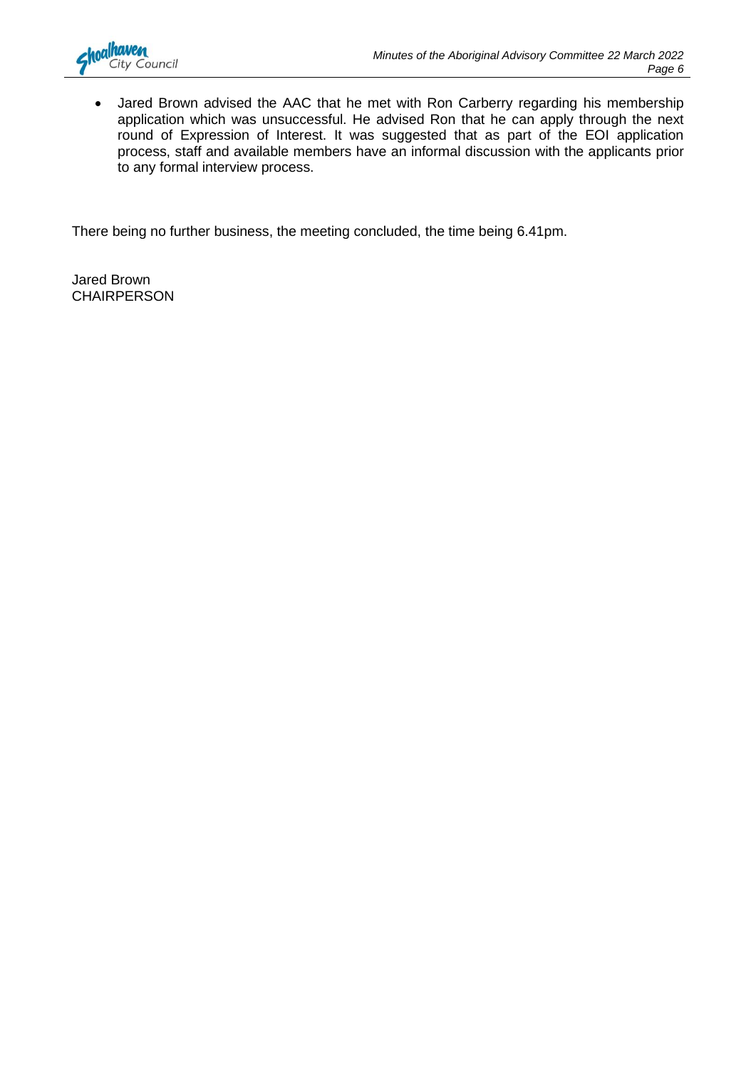- Jared Brown advised the AAC that he met with Ron Carberry regarding his membership application which was unsuccessful. He advised Ron that he can apply through the next round of Expression of Interest. It was suggested that as part of the EOI application process, staff and available members have an informal discussion with the applicants prior to any formal interview process.

There being no further business, the meeting concluded, the time being 6.41pm.

Jared Brown
CHAIRPERSON